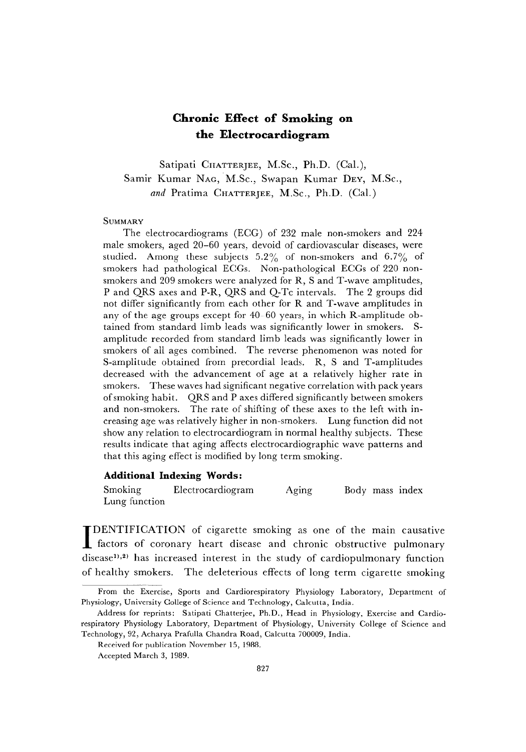# Chronic Effect of Smoking on the Electrocardiogram

Satipati CHATTERJEE, M.Sc., Ph.D. (Cal.), Samir Kumar NAG, M.Sc., Swapan Kumar DEY, M.Sc., *and* Pratima CHATTERJEE, M.Sc., Ph.D. (Cal.)

## SUMMARY

The electrocardiograms (ECG) of 232 male non-smokers and 224 male smokers, aged 20–60 years, devoid of cardiovascular diseases, were studied. Among these subjects 5.2% of non-smokers and 6.7% of smokers had pathological ECGs. Non-pathological ECGs of 220 non-smokers and 209 smokers were analyzed for R, S and T-wave amplitudes, P and QRS axes and P-R, QRS and Q-Tc intervals. The 2 groups did not differ significantly from each other for R and T-wave amplitudes in any of the age groups except for 40–60 years, in which R-amplitude obtained from standard limb leads was significantly lower in smokers. S-amplitude recorded from standard limb leads was significantly lower in smokers of all ages combined. The reverse phenomenon was noted for S-amplitude obtained from precordial leads. R, S and T-amplitudes decreased with the advancement of age at a relatively higher rate in smokers. These waves had significant negative correlation with pack years of smoking habit. QRS and P axes differed significantly between smokers and non-smokers. The rate of shifting of these axes to the left with increasing age was relatively higher in non-smokers. Lung function did not show any relation to electrocardiogram in normal healthy subjects. These results indicate that aging affects electrocardiographic wave patterns and that this aging effect is modified by long term smoking.

### Additional Indexing Words:

Smoking    Electrocardiogram    Aging    Body mass index    Lung function

IDENTIFICATION of cigarette smoking as one of the main causative factors of coronary heart disease and chronic obstructive pulmonary disease[1,2] has increased interest in the study of cardiopulmonary function of healthy smokers. The deleterious effects of long term cigarette smoking

From the Exercise, Sports and Cardiorespiratory Physiology Laboratory, Department of Physiology, University College of Science and Technology, Calcutta, India.

Address for reprints: Satipati Chatterjee, Ph.D., Head in Physiology, Exercise and Cardiorespiratory Physiology Laboratory, Department of Physiology, University College of Science and Technology, 92, Acharya Prafulla Chandra Road, Calcutta 700009, India.

Received for publication November 15, 1988.

Accepted March 3, 1989.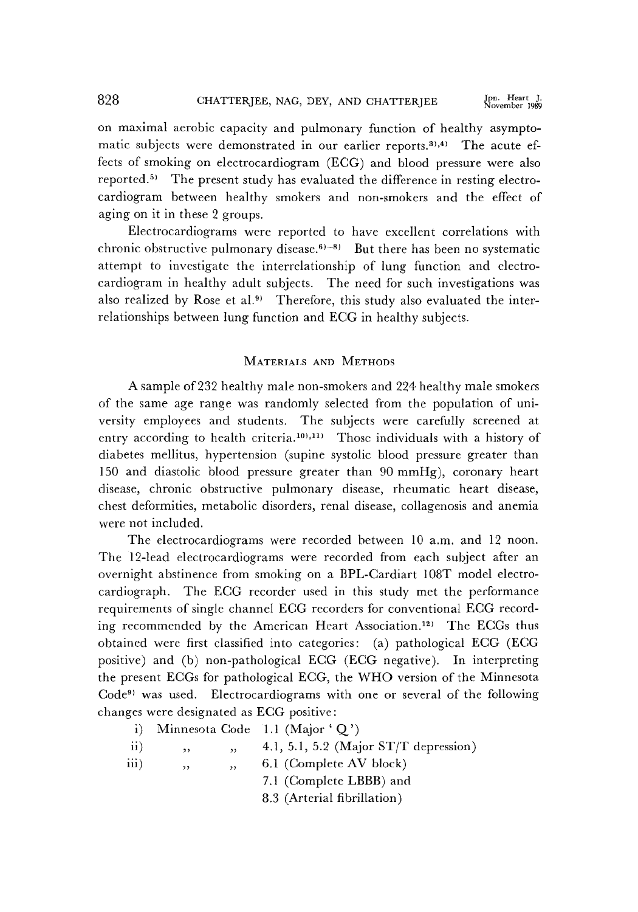on maximal aerobic capacity and pulmonary function of healthy asymptomatic subjects were demonstrated in our earlier reports.[3),4)] The acute effects of smoking on electrocardiogram (ECG) and blood pressure were also reported.[5)] The present study has evaluated the difference in resting electrocardiogram between healthy smokers and non-smokers and the effect of aging on it in these 2 groups.

Electrocardiograms were reported to have excellent correlations with chronic obstructive pulmonary disease.[6)-8)] But there has been no systematic attempt to investigate the interrelationship of lung function and electrocardiogram in healthy adult subjects. The need for such investigations was also realized by Rose et al.[9)] Therefore, this study also evaluated the interrelationships between lung function and ECG in healthy subjects.

## Materials and Methods

A sample of 232 healthy male non-smokers and 224 healthy male smokers of the same age range was randomly selected from the population of university employees and students. The subjects were carefully screened at entry according to health criteria.[10),11)] Those individuals with a history of diabetes mellitus, hypertension (supine systolic blood pressure greater than 150 and diastolic blood pressure greater than 90 mmHg), coronary heart disease, chronic obstructive pulmonary disease, rheumatic heart disease, chest deformities, metabolic disorders, renal disease, collagenosis and anemia were not included.

The electrocardiograms were recorded between 10 a.m. and 12 noon. The 12-lead electrocardiograms were recorded from each subject after an overnight abstinence from smoking on a BPL-Cardiart 108T model electrocardiograph. The ECG recorder used in this study met the performance requirements of single channel ECG recorders for conventional ECG recording recommended by the American Heart Association.[12)] The ECGs thus obtained were first classified into categories: (a) pathological ECG (ECG positive) and (b) non-pathological ECG (ECG negative). In interpreting the present ECGs for pathological ECG, the WHO version of the Minnesota Code[9)] was used. Electrocardiograms with one or several of the following changes were designated as ECG positive:

i) Minnesota Code 1.1 (Major 'Q')

ii) ,, ,, 4.1, 5.1, 5.2 (Major ST/T depression)

iii) ,, ,, 6.1 (Complete AV block)
7.1 (Complete LBBB) and
8.3 (Arterial fibrillation)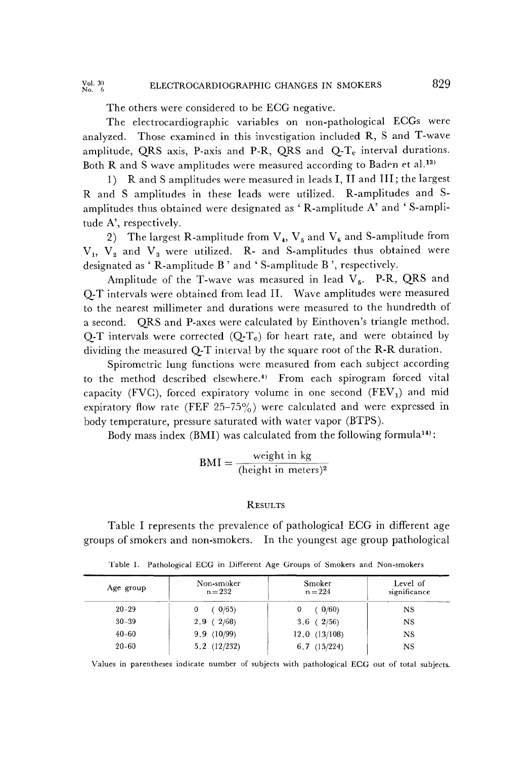The others were considered to be ECG negative.

The electrocardiographic variables on non-pathological ECGs were analyzed. Those examined in this investigation included R, S and T-wave amplitude, QRS axis, P-axis and P-R, QRS and $Q\text{-}T_c$ interval durations. Both R and S wave amplitudes were measured according to Baden et al.[13]

1) R and S amplitudes were measured in leads I, II and III; the largest R and S amplitudes in these leads were utilized. R-amplitudes and S-amplitudes thus obtained were designated as 'R-amplitude A' and 'S-amplitude A', respectively.

2) The largest R-amplitude from $V_4$, $V_5$ and $V_6$ and S-amplitude from $V_1$, $V_2$ and $V_3$ were utilized. R- and S-amplitudes thus obtained were designated as 'R-amplitude B' and 'S-amplitude B', respectively.

Amplitude of the T-wave was measured in lead $V_5$. P-R, QRS and Q-T intervals were obtained from lead II. Wave amplitudes were measured to the nearest millimeter and durations were measured to the hundredth of a second. QRS and P-axes were calculated by Einthoven's triangle method. Q-T intervals were corrected ($Q\text{-}T_c$) for heart rate, and were obtained by dividing the measured Q-T interval by the square root of the R-R duration.

Spirometric lung functions were measured from each subject according to the method described elsewhere.[4] From each spirogram forced vital capacity (FVC), forced expiratory volume in one second ($FEV_1$) and mid expiratory flow rate (FEF 25–75%) were calculated and were expressed in body temperature, pressure saturated with water vapor (BTPS).

Body mass index (BMI) was calculated from the following formula[14]:

$$\text{BMI} = \frac{\text{weight in kg}}{(\text{height in meters})^2}$$

## Results

Table I represents the prevalence of pathological ECG in different age groups of smokers and non-smokers. In the youngest age group pathological

Table I. Pathological ECG in Different Age Groups of Smokers and Non-smokers

| Age group | Non-smoker n=232 | Smoker n=224 | Level of significance |
|---|---|---|---|
| 20–29 | 0 (0/65) | 0 (0/60) | NS |
| 30–39 | 2.9 (2/68) | 3.6 (2/56) | NS |
| 40–60 | 9.9 (10/99) | 12.0 (13/108) | NS |
| 20–60 | 5.2 (12/232) | 6.7 (15/224) | NS |

Values in parentheses indicate number of subjects with pathological ECG out of total subjects.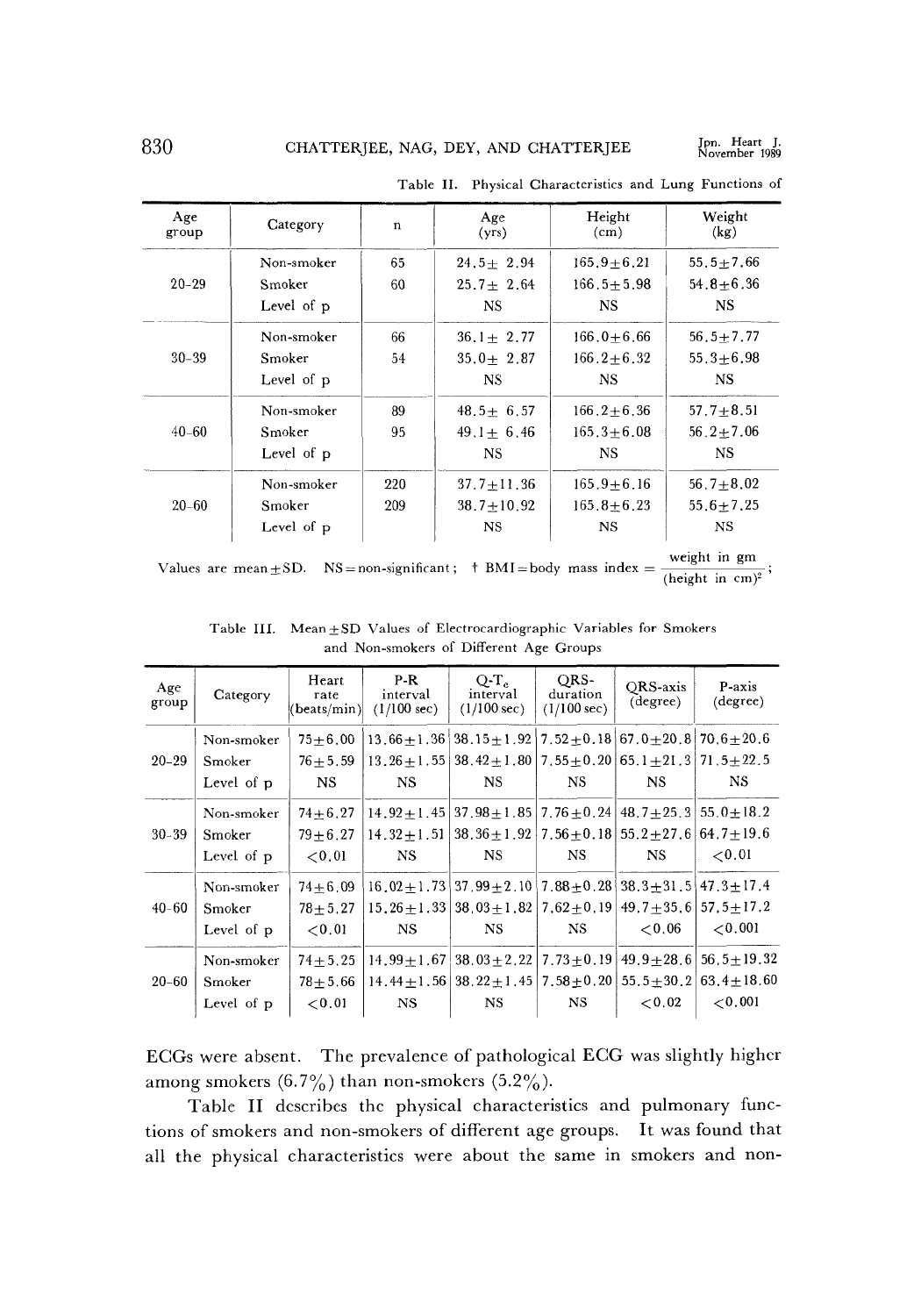Table II. Physical Characteristics and Lung Functions of

| Age group | Category | n | Age (yrs) | Height (cm) | Weight (kg) |
|---|---|---|---|---|---|
| 20–29 | Non-smoker | 65 | 24.5± 2.94 | 165.9±6.21 | 55.5±7.66 |
| | Smoker | 60 | 25.7± 2.64 | 166.5±5.98 | 54.8±6.36 |
| | Level of p | | NS | NS | NS |
| 30–39 | Non-smoker | 66 | 36.1± 2.77 | 166.0±6.66 | 56.5±7.77 |
| | Smoker | 54 | 35.0± 2.87 | 166.2±6.32 | 55.3±6.98 |
| | Level of p | | NS | NS | NS |
| 40–60 | Non-smoker | 89 | 48.5± 6.57 | 166.2±6.36 | 57.7±8.51 |
| | Smoker | 95 | 49.1± 6.46 | 165.3±6.08 | 56.2±7.06 |
| | Level of p | | NS | NS | NS |
| 20–60 | Non-smoker | 220 | 37.7±11.36 | 165.9±6.16 | 56.7±8.02 |
| | Smoker | 209 | 38.7±10.92 | 165.8±6.23 | 55.6±7.25 |
| | Level of p | | NS | NS | NS |

Values are mean±SD. NS=non-significant; † BMI=body mass index = $\frac{\text{weight in gm}}{(\text{height in cm})^2}$;

Table III. Mean±SD Values of Electrocardiographic Variables for Smokers and Non-smokers of Different Age Groups

| Age group | Category | Heart rate (beats/min) | P-R interval (1/100 sec) | $Q\text{-}T_c$ interval (1/100 sec) | QRS-duration (1/100 sec) | QRS-axis (degree) | P-axis (degree) |
|---|---|---|---|---|---|---|---|
| 20–29 | Non-smoker | 75±6.00 | 13.66±1.36 | 38.15±1.92 | 7.52±0.18 | 67.0±20.8 | 70.6±20.6 |
| | Smoker | 76±5.59 | 13.26±1.55 | 38.42±1.80 | 7.55±0.20 | 65.1±21.3 | 71.5±22.5 |
| | Level of p | NS | NS | NS | NS | NS | NS |
| 30–39 | Non-smoker | 74±6.27 | 14.92±1.45 | 37.98±1.85 | 7.76±0.24 | 48.7±25.3 | 55.0±18.2 |
| | Smoker | 79±6.27 | 14.32±1.51 | 38.36±1.92 | 7.56±0.18 | 55.2±27.6 | 64.7±19.6 |
| | Level of p | <0.01 | NS | NS | NS | NS | <0.01 |
| 40–60 | Non-smoker | 74±6.09 | 16.02±1.73 | 37.99±2.10 | 7.88±0.28 | 38.3±31.5 | 47.3±17.4 |
| | Smoker | 78±5.27 | 15.26±1.33 | 38.03±1.82 | 7.62±0.19 | 49.7±35.6 | 57.5±17.2 |
| | Level of p | <0.01 | NS | NS | NS | <0.06 | <0.001 |
| 20–60 | Non-smoker | 74±5.25 | 14.99±1.67 | 38.03±2.22 | 7.73±0.19 | 49.9±28.6 | 56.5±19.32 |
| | Smoker | 78±5.66 | 14.44±1.56 | 38.22±1.45 | 7.58±0.20 | 55.5±30.2 | 63.4±18.60 |
| | Level of p | <0.01 | NS | NS | NS | <0.02 | <0.001 |

ECGs were absent. The prevalence of pathological ECG was slightly higher among smokers (6.7%) than non-smokers (5.2%).

Table II describes the physical characteristics and pulmonary functions of smokers and non-smokers of different age groups. It was found that all the physical characteristics were about the same in smokers and non-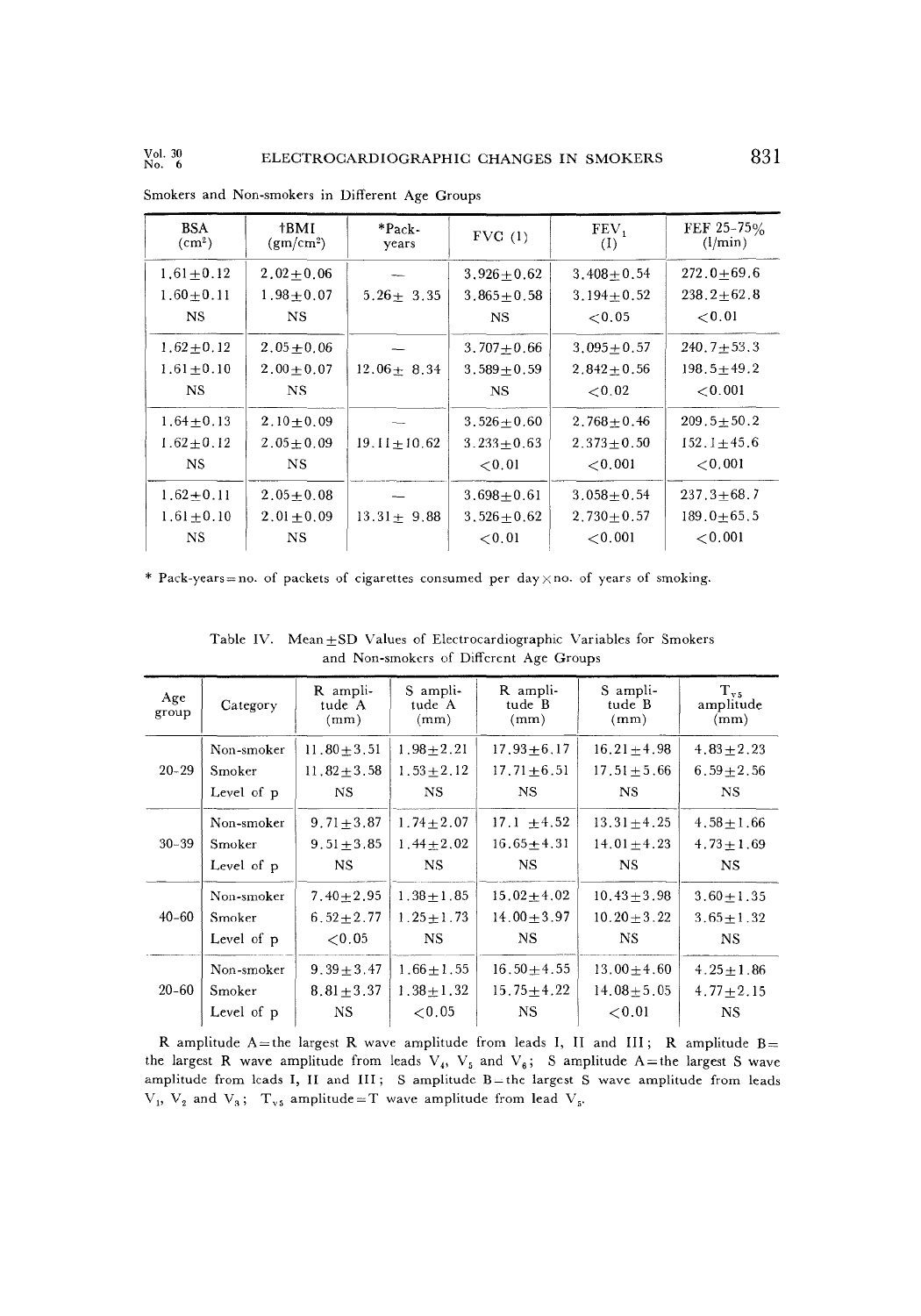Smokers and Non-smokers in Different Age Groups

| BSA ($cm^2$) | †BMI ($gm/cm^2$) | *Pack-years | FVC (l) | $FEV_1$ (l) | FEF 25–75% (l/min) |
|---|---|---|---|---|---|
| 1.61±0.12 | 2.02±0.06 | — | 3.926±0.62 | 3.408±0.54 | 272.0±69.6 |
| 1.60±0.11 | 1.98±0.07 | 5.26± 3.35 | 3.865±0.58 | 3.194±0.52 | 238.2±62.8 |
| NS | NS | | NS | <0.05 | <0.01 |
| 1.62±0.12 | 2.05±0.06 | — | 3.707±0.66 | 3.095±0.57 | 240.7±53.3 |
| 1.61±0.10 | 2.00±0.07 | 12.06± 8.34 | 3.589±0.59 | 2.842±0.56 | 198.5±49.2 |
| NS | NS | | NS | <0.02 | <0.001 |
| 1.64±0.13 | 2.10±0.09 | — | 3.526±0.60 | 2.768±0.46 | 209.5±50.2 |
| 1.62±0.12 | 2.05±0.09 | 19.11±10.62 | 3.233±0.63 | 2.373±0.50 | 152.1±45.6 |
| NS | NS | | <0.01 | <0.001 | <0.001 |
| 1.62±0.11 | 2.05±0.08 | — | 3.698±0.61 | 3.058±0.54 | 237.3±68.7 |
| 1.61±0.10 | 2.01±0.09 | 13.31± 9.88 | 3.526±0.62 | 2.730±0.57 | 189.0±65.5 |
| NS | NS | | <0.01 | <0.001 | <0.001 |

* Pack-years = no. of packets of cigarettes consumed per day × no. of years of smoking.

Table IV. Mean±SD Values of Electrocardiographic Variables for Smokers and Non-smokers of Different Age Groups

| Age group | Category | R amplitude A (mm) | S amplitude A (mm) | R amplitude B (mm) | S amplitude B (mm) | $T_{v5}$ amplitude (mm) |
|---|---|---|---|---|---|---|
| 20–29 | Non-smoker | 11.80±3.51 | 1.98±2.21 | 17.93±6.17 | 16.21±4.98 | 4.83±2.23 |
| | Smoker | 11.82±3.58 | 1.53±2.12 | 17.71±6.51 | 17.51±5.66 | 6.59±2.56 |
| | Level of p | NS | NS | NS | NS | NS |
| 30–39 | Non-smoker | 9.71±3.87 | 1.74±2.07 | 17.1 ±4.52 | 13.31±4.25 | 4.58±1.66 |
| | Smoker | 9.51±3.85 | 1.44±2.02 | 16.65±4.31 | 14.01±4.23 | 4.73±1.69 |
| | Level of p | NS | NS | NS | NS | NS |
| 40–60 | Non-smoker | 7.40±2.95 | 1.38±1.85 | 15.02±4.02 | 10.43±3.98 | 3.60±1.35 |
| | Smoker | 6.52±2.77 | 1.25±1.73 | 14.00±3.97 | 10.20±3.22 | 3.65±1.32 |
| | Level of p | <0.05 | NS | NS | NS | NS |
| 20–60 | Non-smoker | 9.39±3.47 | 1.66±1.55 | 16.50±4.55 | 13.00±4.60 | 4.25±1.86 |
| | Smoker | 8.81±3.37 | 1.38±1.32 | 15.75±4.22 | 14.08±5.05 | 4.77±2.15 |
| | Level of p | NS | <0.05 | NS | <0.01 | NS |

R amplitude A = the largest R wave amplitude from leads I, II and III; R amplitude B = the largest R wave amplitude from leads $V_4$, $V_5$ and $V_6$; S amplitude A = the largest S wave amplitude from leads I, II and III; S amplitude B = the largest S wave amplitude from leads $V_1$, $V_2$ and $V_3$; $T_{v5}$ amplitude = T wave amplitude from lead $V_5$.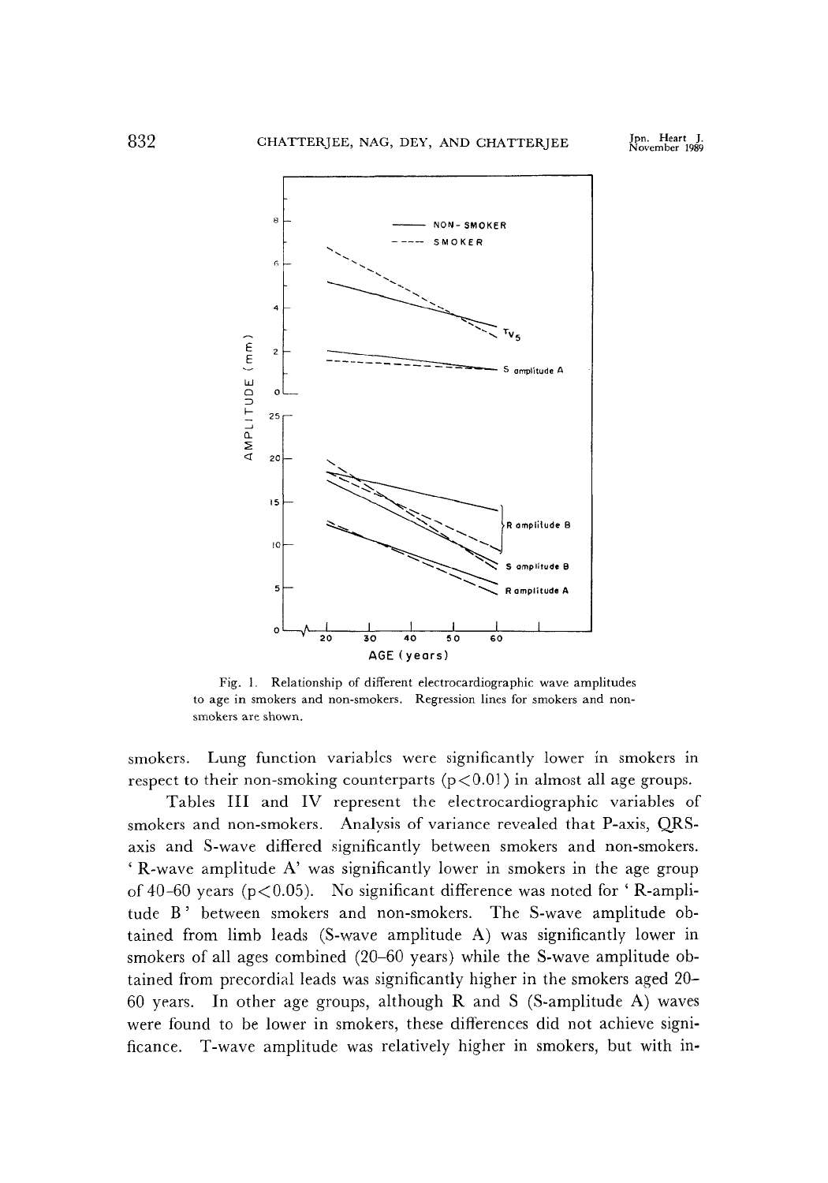Fig. 1. Relationship of different electrocardiographic wave amplitudes to age in smokers and non-smokers. Regression lines for smokers and non-smokers are shown.

smokers. Lung function variables were significantly lower in smokers in respect to their non-smoking counterparts ($p<0.01$) in almost all age groups.

Tables III and IV represent the electrocardiographic variables of smokers and non-smokers. Analysis of variance revealed that P-axis, QRS-axis and S-wave differed significantly between smokers and non-smokers. ' R-wave amplitude A' was significantly lower in smokers in the age group of 40–60 years ($p<0.05$). No significant difference was noted for ' R-amplitude B ' between smokers and non-smokers. The S-wave amplitude obtained from limb leads (S-wave amplitude A) was significantly lower in smokers of all ages combined (20–60 years) while the S-wave amplitude obtained from precordial leads was significantly higher in the smokers aged 20–60 years. In other age groups, although R and S (S-amplitude A) waves were found to be lower in smokers, these differences did not achieve significance. T-wave amplitude was relatively higher in smokers, but with in-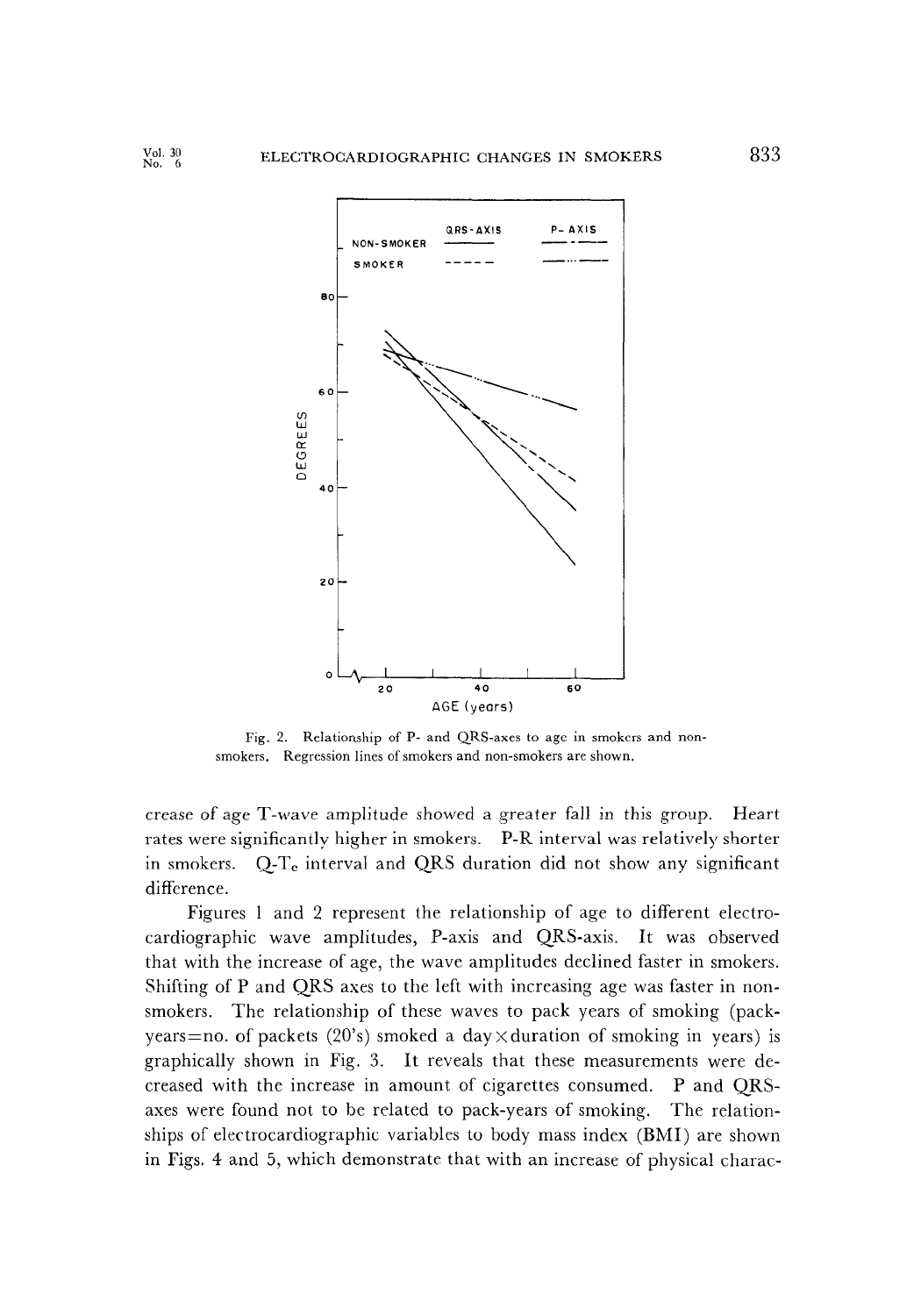Fig. 2. Relationship of P- and QRS-axes to age in smokers and non-smokers. Regression lines of smokers and non-smokers are shown.

crease of age T-wave amplitude showed a greater fall in this group. Heart rates were significantly higher in smokers. P-R interval was relatively shorter in smokers. Q-$T_c$ interval and QRS duration did not show any significant difference.

Figures 1 and 2 represent the relationship of age to different electrocardiographic wave amplitudes, P-axis and QRS-axis. It was observed that with the increase of age, the wave amplitudes declined faster in smokers. Shifting of P and QRS axes to the left with increasing age was faster in non-smokers. The relationship of these waves to pack years of smoking (pack-years=no. of packets (20's) smoked a day×duration of smoking in years) is graphically shown in Fig. 3. It reveals that these measurements were decreased with the increase in amount of cigarettes consumed. P and QRS-axes were found not to be related to pack-years of smoking. The relationships of electrocardiographic variables to body mass index (BMI) are shown in Figs. 4 and 5, which demonstrate that with an increase of physical charac-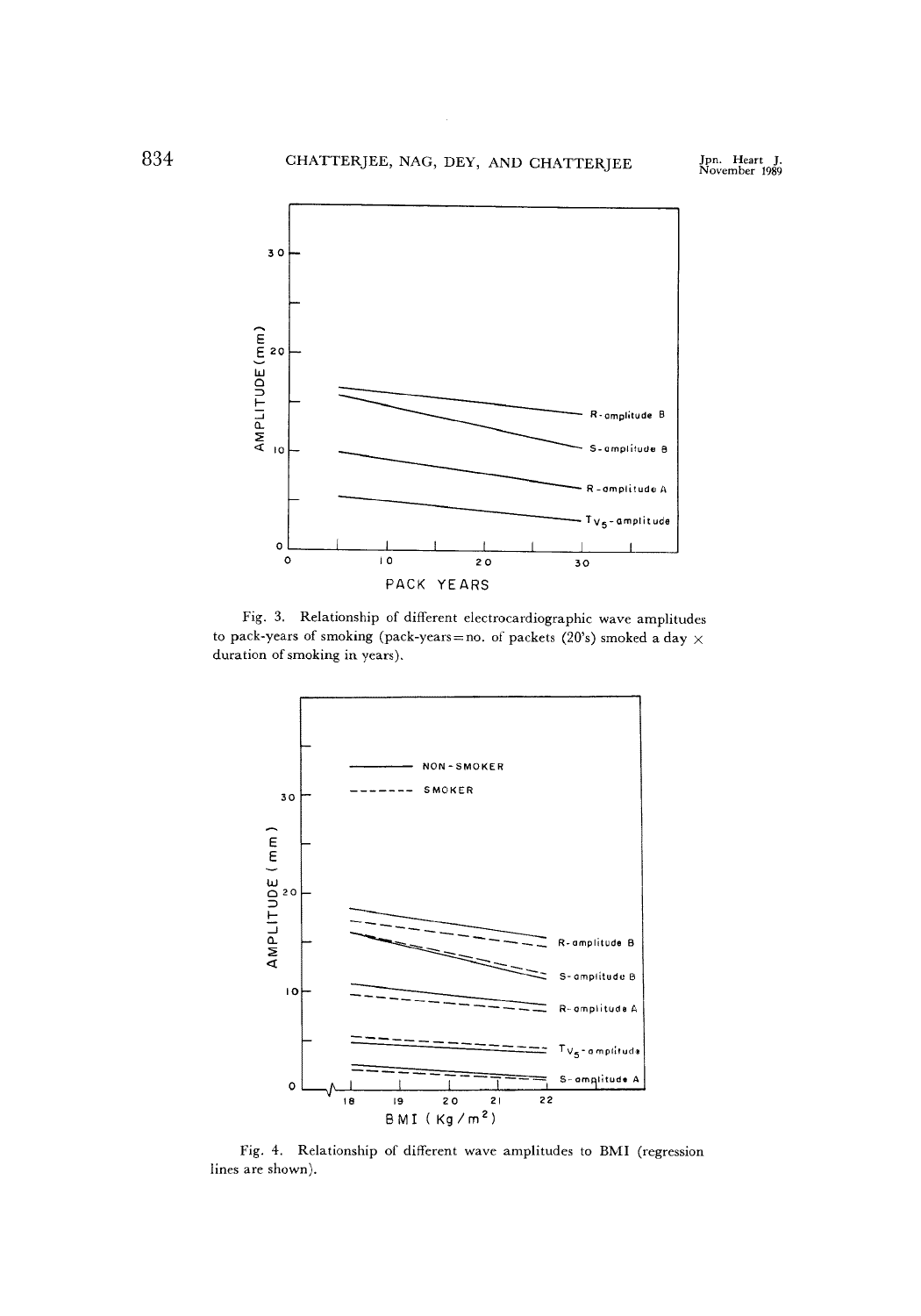Fig. 3. Relationship of different electrocardiographic wave amplitudes to pack-years of smoking (pack-years = no. of packets (20's) smoked a day × duration of smoking in years).

Fig. 4. Relationship of different wave amplitudes to BMI (regression lines are shown).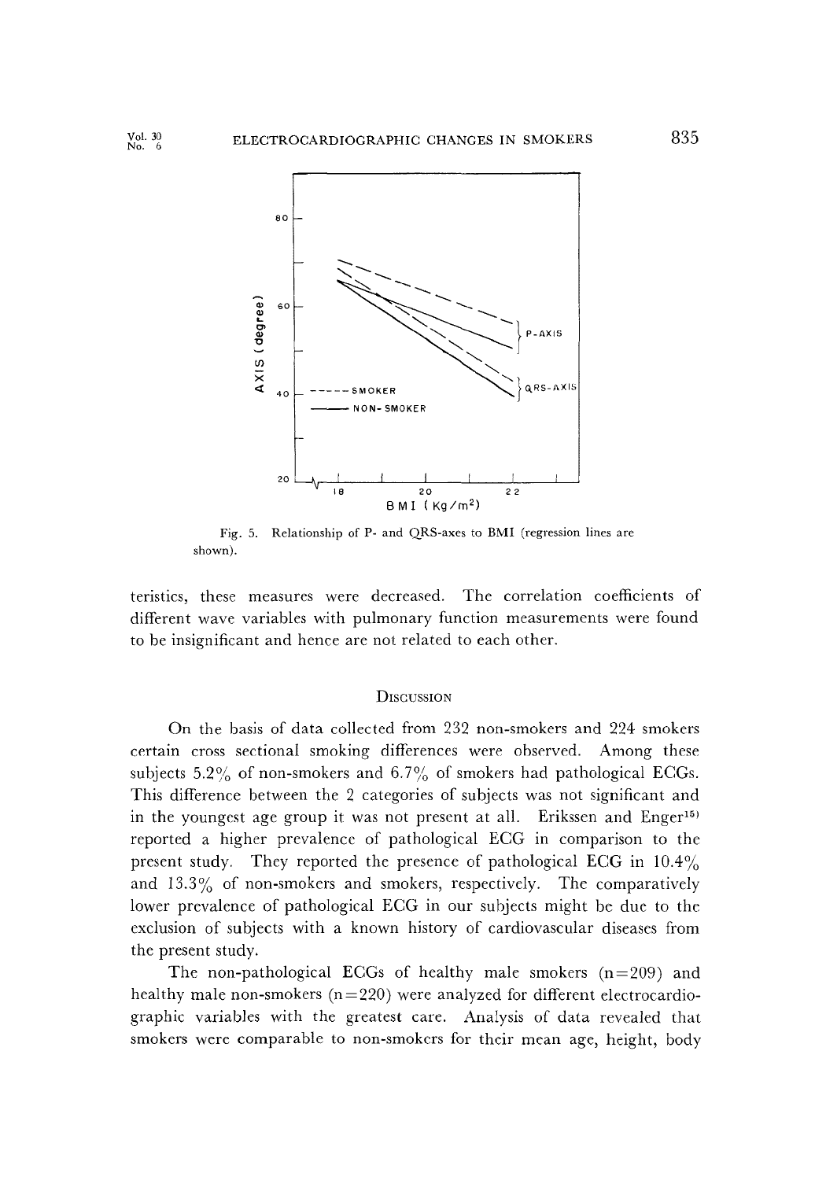Fig. 5. Relationship of P- and QRS-axes to BMI (regression lines are shown).

teristics, these measures were decreased. The correlation coefficients of different wave variables with pulmonary function measurements were found to be insignificant and hence are not related to each other.

## Discussion

On the basis of data collected from 232 non-smokers and 224 smokers certain cross sectional smoking differences were observed. Among these subjects 5.2% of non-smokers and 6.7% of smokers had pathological ECGs. This difference between the 2 categories of subjects was not significant and in the youngest age group it was not present at all. Erikssen and Enger[15] reported a higher prevalence of pathological ECG in comparison to the present study. They reported the presence of pathological ECG in 10.4% and 13.3% of non-smokers and smokers, respectively. The comparatively lower prevalence of pathological ECG in our subjects might be due to the exclusion of subjects with a known history of cardiovascular diseases from the present study.

The non-pathological ECGs of healthy male smokers (n=209) and healthy male non-smokers (n=220) were analyzed for different electrocardiographic variables with the greatest care. Analysis of data revealed that smokers were comparable to non-smokers for their mean age, height, body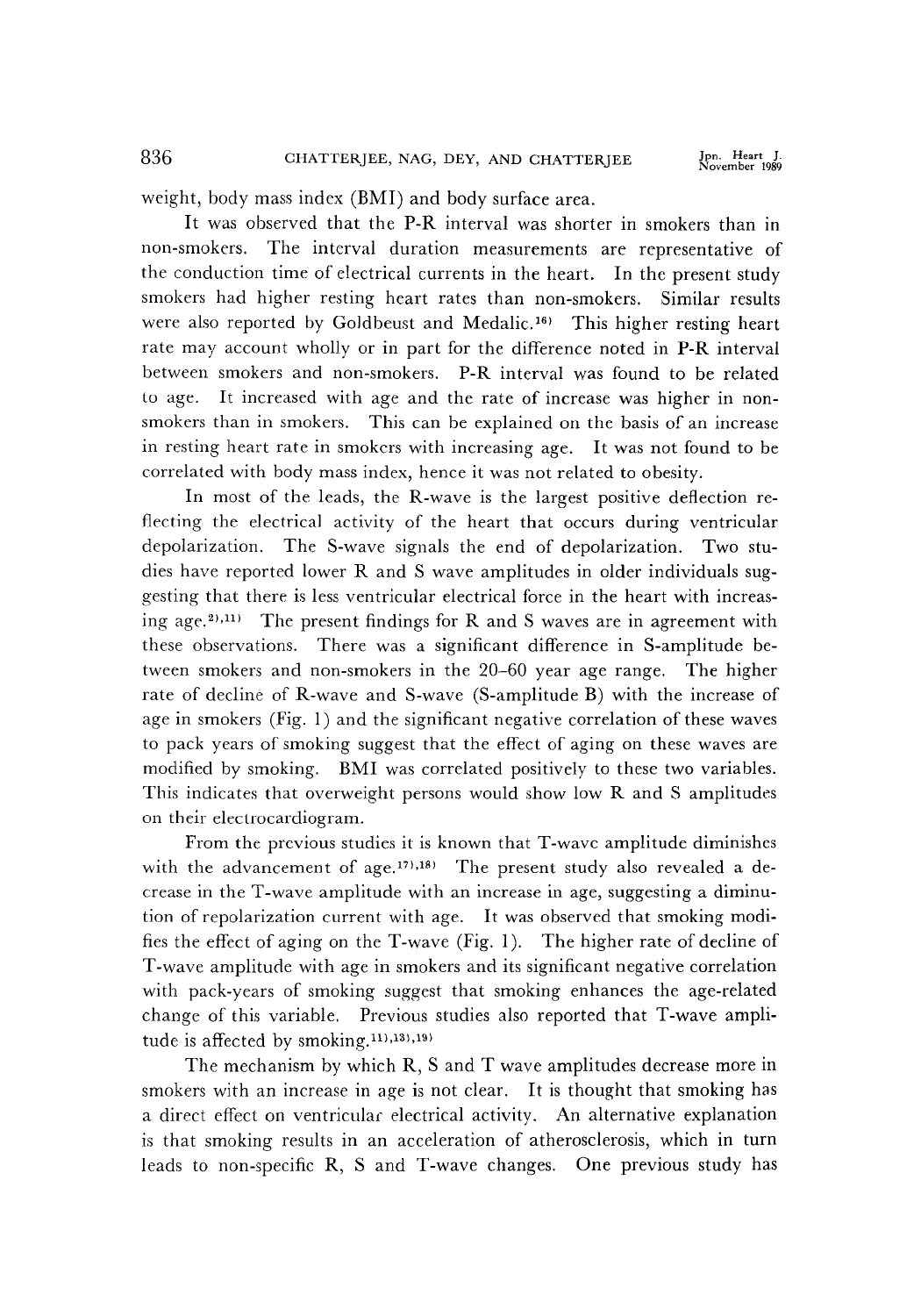weight, body mass index (BMI) and body surface area.

It was observed that the P-R interval was shorter in smokers than in non-smokers. The interval duration measurements are representative of the conduction time of electrical currents in the heart. In the present study smokers had higher resting heart rates than non-smokers. Similar results were also reported by Goldbeust and Medalic.[16] This higher resting heart rate may account wholly or in part for the difference noted in P-R interval between smokers and non-smokers. P-R interval was found to be related to age. It increased with age and the rate of increase was higher in non-smokers than in smokers. This can be explained on the basis of an increase in resting heart rate in smokers with increasing age. It was not found to be correlated with body mass index, hence it was not related to obesity.

In most of the leads, the R-wave is the largest positive deflection reflecting the electrical activity of the heart that occurs during ventricular depolarization. The S-wave signals the end of depolarization. Two studies have reported lower R and S wave amplitudes in older individuals suggesting that there is less ventricular electrical force in the heart with increasing age.[2],[11] The present findings for R and S waves are in agreement with these observations. There was a significant difference in S-amplitude between smokers and non-smokers in the 20–60 year age range. The higher rate of decline of R-wave and S-wave (S-amplitude B) with the increase of age in smokers (Fig. 1) and the significant negative correlation of these waves to pack years of smoking suggest that the effect of aging on these waves are modified by smoking. BMI was correlated positively to these two variables. This indicates that overweight persons would show low R and S amplitudes on their electrocardiogram.

From the previous studies it is known that T-wave amplitude diminishes with the advancement of age.[17],[18] The present study also revealed a decrease in the T-wave amplitude with an increase in age, suggesting a diminution of repolarization current with age. It was observed that smoking modifies the effect of aging on the T-wave (Fig. 1). The higher rate of decline of T-wave amplitude with age in smokers and its significant negative correlation with pack-years of smoking suggest that smoking enhances the age-related change of this variable. Previous studies also reported that T-wave amplitude is affected by smoking.[11],[13],[19]

The mechanism by which R, S and T wave amplitudes decrease more in smokers with an increase in age is not clear. It is thought that smoking has a direct effect on ventricular electrical activity. An alternative explanation is that smoking results in an acceleration of atherosclerosis, which in turn leads to non-specific R, S and T-wave changes. One previous study has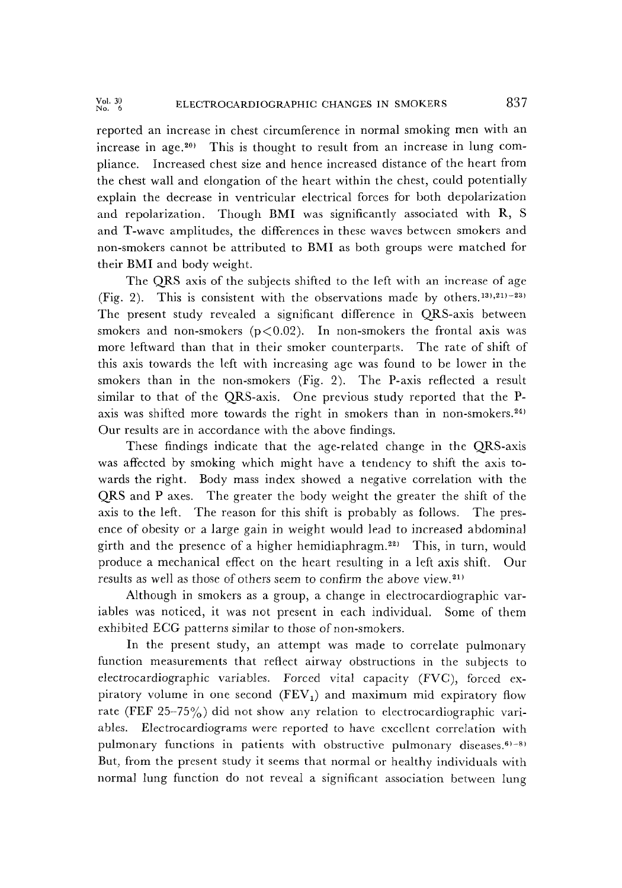reported an increase in chest circumference in normal smoking men with an increase in age.[20] This is thought to result from an increase in lung compliance. Increased chest size and hence increased distance of the heart from the chest wall and elongation of the heart within the chest, could potentially explain the decrease in ventricular electrical forces for both depolarization and repolarization. Though BMI was significantly associated with R, S and T-wave amplitudes, the differences in these waves between smokers and non-smokers cannot be attributed to BMI as both groups were matched for their BMI and body weight.

The QRS axis of the subjects shifted to the left with an increase of age (Fig. 2). This is consistent with the observations made by others.[13),21)-23] The present study revealed a significant difference in QRS-axis between smokers and non-smokers ($p<0.02$). In non-smokers the frontal axis was more leftward than that in their smoker counterparts. The rate of shift of this axis towards the left with increasing age was found to be lower in the smokers than in the non-smokers (Fig. 2). The P-axis reflected a result similar to that of the QRS-axis. One previous study reported that the P-axis was shifted more towards the right in smokers than in non-smokers.[24] Our results are in accordance with the above findings.

These findings indicate that the age-related change in the QRS-axis was affected by smoking which might have a tendency to shift the axis towards the right. Body mass index showed a negative correlation with the QRS and P axes. The greater the body weight the greater the shift of the axis to the left. The reason for this shift is probably as follows. The presence of obesity or a large gain in weight would lead to increased abdominal girth and the presence of a higher hemidiaphragm.[22] This, in turn, would produce a mechanical effect on the heart resulting in a left axis shift. Our results as well as those of others seem to confirm the above view.[21]

Although in smokers as a group, a change in electrocardiographic variables was noticed, it was not present in each individual. Some of them exhibited ECG patterns similar to those of non-smokers.

In the present study, an attempt was made to correlate pulmonary function measurements that reflect airway obstructions in the subjects to electrocardiographic variables. Forced vital capacity (FVC), forced expiratory volume in one second ($FEV_1$) and maximum mid expiratory flow rate (FEF 25–75%) did not show any relation to electrocardiographic variables. Electrocardiograms were reported to have excellent correlation with pulmonary functions in patients with obstructive pulmonary diseases.[6)-8] But, from the present study it seems that normal or healthy individuals with normal lung function do not reveal a significant association between lung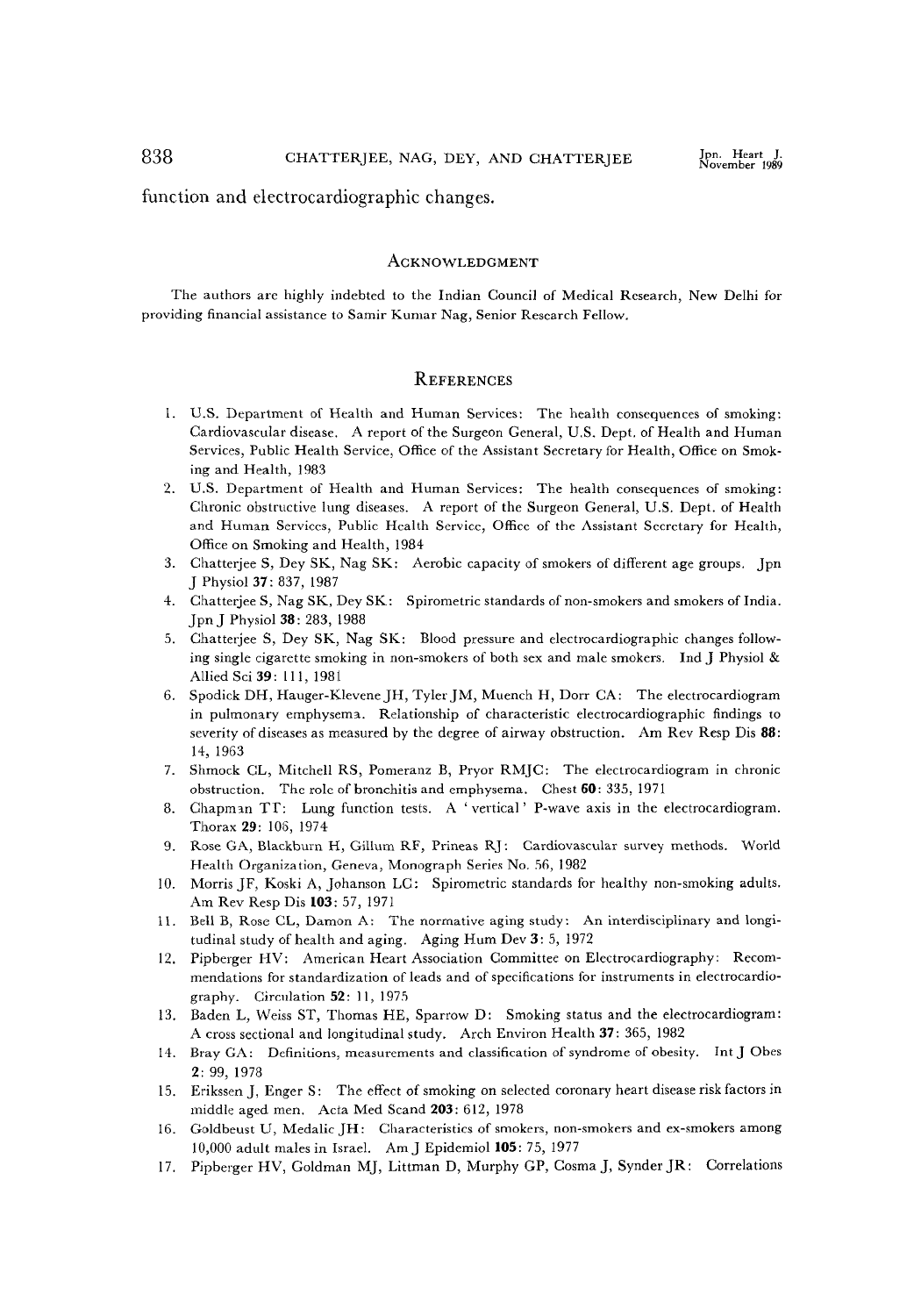function and electrocardiographic changes.

## Acknowledgment

The authors are highly indebted to the Indian Council of Medical Research, New Delhi for providing financial assistance to Samir Kumar Nag, Senior Research Fellow.

## References

1. U.S. Department of Health and Human Services: The health consequences of smoking: Cardiovascular disease. A report of the Surgeon General, U.S. Dept. of Health and Human Services, Public Health Service, Office of the Assistant Secretary for Health, Office on Smoking and Health, 1983
2. U.S. Department of Health and Human Services: The health consequences of smoking: Chronic obstructive lung diseases. A report of the Surgeon General, U.S. Dept. of Health and Human Services, Public Health Service, Office of the Assistant Secretary for Health, Office on Smoking and Health, 1984
3. Chatterjee S, Dey SK, Nag SK: Aerobic capacity of smokers of different age groups. Jpn J Physiol **37**: 837, 1987
4. Chatterjee S, Nag SK, Dey SK: Spirometric standards of non-smokers and smokers of India. Jpn J Physiol **38**: 283, 1988
5. Chatterjee S, Dey SK, Nag SK: Blood pressure and electrocardiographic changes following single cigarette smoking in non-smokers of both sex and male smokers. Ind J Physiol & Allied Sci **39**: 111, 1981
6. Spodick DH, Hauger-Klevene JH, Tyler JM, Muench H, Dorr CA: The electrocardiogram in pulmonary emphysema. Relationship of characteristic electrocardiographic findings to severity of diseases as measured by the degree of airway obstruction. Am Rev Resp Dis **88**: 14, 1963
7. Shmock CL, Mitchell RS, Pomeranz B, Pryor RMJC: The electrocardiogram in chronic obstruction. The role of bronchitis and emphysema. Chest **60**: 335, 1971
8. Chapman TT: Lung function tests. A 'vertical' P-wave axis in the electrocardiogram. Thorax **29**: 106, 1974
9. Rose GA, Blackburn H, Gillum RF, Prineas RJ: Cardiovascular survey methods. World Health Organization, Geneva, Monograph Series No. 56, 1982
10. Morris JF, Koski A, Johanson LC: Spirometric standards for healthy non-smoking adults. Am Rev Resp Dis **103**: 57, 1971
11. Bell B, Rose CL, Damon A: The normative aging study: An interdisciplinary and longitudinal study of health and aging. Aging Hum Dev **3**: 5, 1972
12. Pipberger HV: American Heart Association Committee on Electrocardiography: Recommendations for standardization of leads and of specifications for instruments in electrocardiography. Circulation **52**: 11, 1975
13. Baden L, Weiss ST, Thomas HE, Sparrow D: Smoking status and the electrocardiogram: A cross sectional and longitudinal study. Arch Environ Health **37**: 365, 1982
14. Bray GA: Definitions, measurements and classification of syndrome of obesity. Int J Obes **2**: 99, 1978
15. Erikssen J, Enger S: The effect of smoking on selected coronary heart disease risk factors in middle aged men. Acta Med Scand **203**: 612, 1978
16. Goldbeust U, Medalic JH: Characteristics of smokers, non-smokers and ex-smokers among 10,000 adult males in Israel. Am J Epidemiol **105**: 75, 1977
17. Pipberger HV, Goldman MJ, Littman D, Murphy GP, Cosma J, Synder JR: Correlations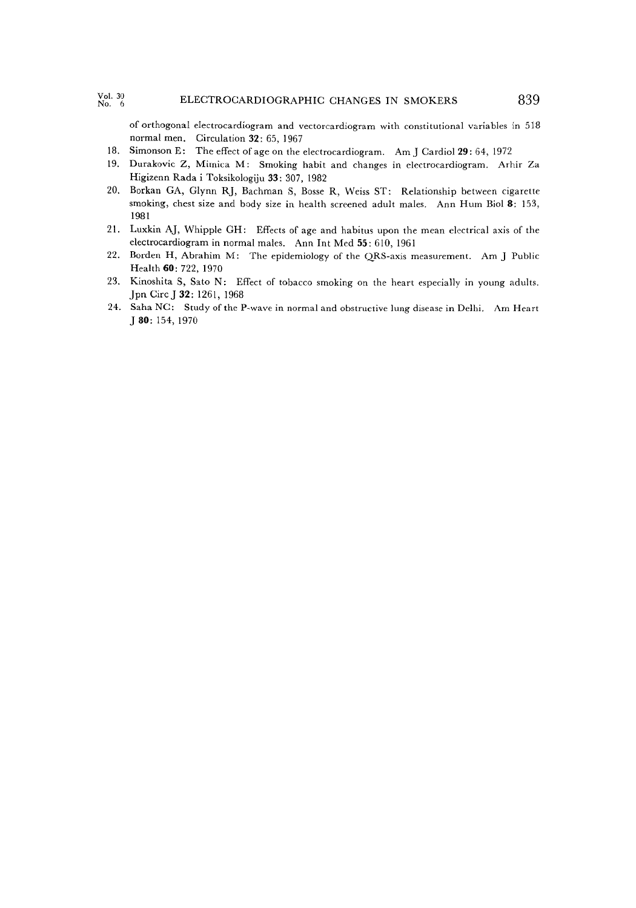of orthogonal electrocardiogram and vectorcardiogram with constitutional variables in 518 normal men. Circulation **32**: 65, 1967

18. Simonson E: The effect of age on the electrocardiogram. Am J Cardiol **29**: 64, 1972
19. Durakovic Z, Mimica M: Smoking habit and changes in electrocardiogram. Arhir Za Higizenn Rada i Toksikologiju **33**: 307, 1982
20. Borkan GA, Glynn RJ, Bachman S, Bosse R, Weiss ST: Relationship between cigarette smoking, chest size and body size in health screened adult males. Ann Hum Biol **8**: 153, 1981
21. Luxkin AJ, Whipple GH: Effects of age and habitus upon the mean electrical axis of the electrocardiogram in normal males. Ann Int Med **55**: 610, 1961
22. Borden H, Abrahim M: The epidemiology of the QRS-axis measurement. Am J Public Health **60**: 722, 1970
23. Kinoshita S, Sato N: Effect of tobacco smoking on the heart especially in young adults. Jpn Circ J **32**: 1261, 1968
24. Saha NC: Study of the P-wave in normal and obstructive lung disease in Delhi. Am Heart J **80**: 154, 1970